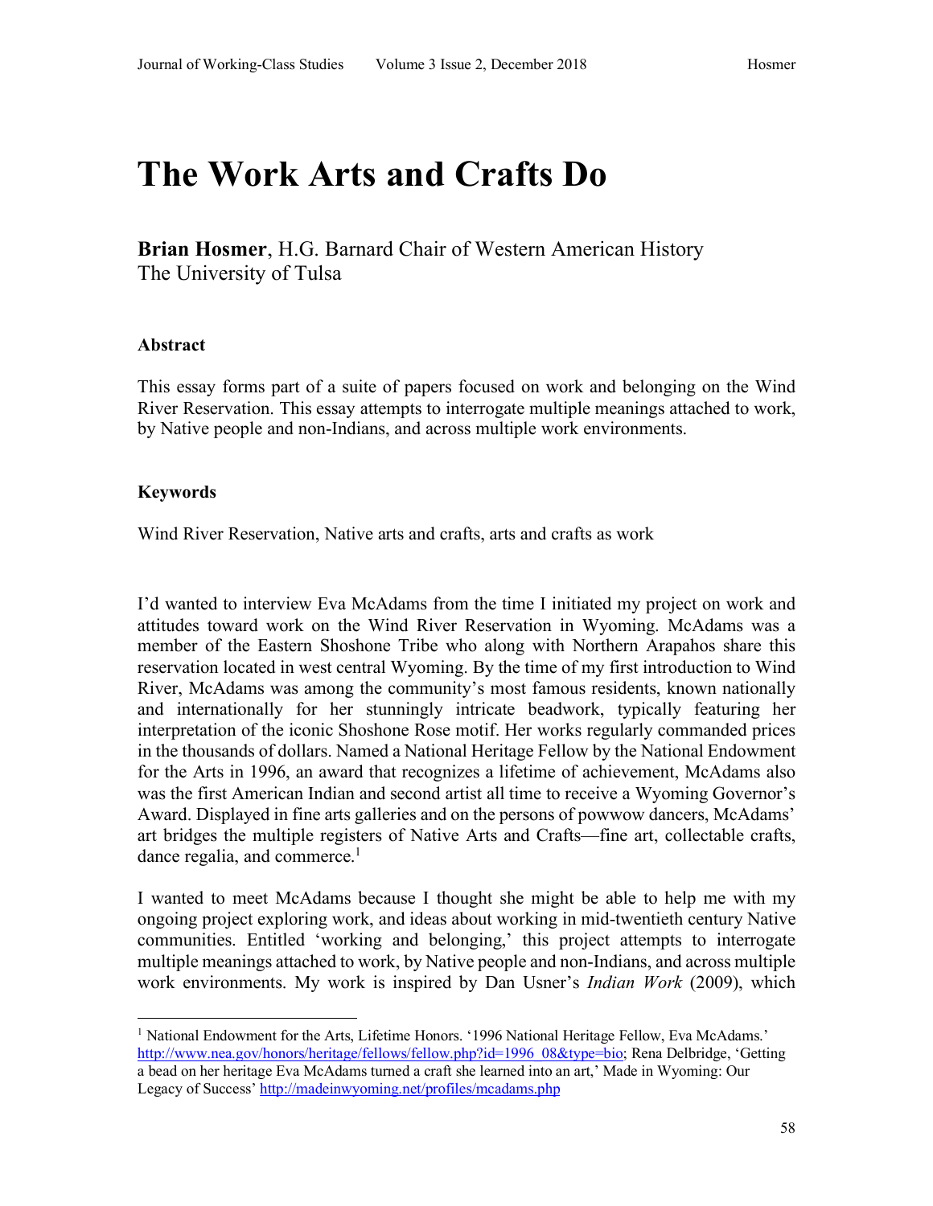# The Work Arts and Crafts Do

**Brian Hosmer**, H.G. Barnard Chair of Western American History
The University of Tulsa

### Abstract

This essay forms part of a suite of papers focused on work and belonging on the Wind River Reservation. This essay attempts to interrogate multiple meanings attached to work, by Native people and non-Indians, and across multiple work environments.

### Keywords

Wind River Reservation, Native arts and crafts, arts and crafts as work

I'd wanted to interview Eva McAdams from the time I initiated my project on work and attitudes toward work on the Wind River Reservation in Wyoming. McAdams was a member of the Eastern Shoshone Tribe who along with Northern Arapahos share this reservation located in west central Wyoming. By the time of my first introduction to Wind River, McAdams was among the community's most famous residents, known nationally and internationally for her stunningly intricate beadwork, typically featuring her interpretation of the iconic Shoshone Rose motif. Her works regularly commanded prices in the thousands of dollars. Named a National Heritage Fellow by the National Endowment for the Arts in 1996, an award that recognizes a lifetime of achievement, McAdams also was the first American Indian and second artist all time to receive a Wyoming Governor's Award. Displayed in fine arts galleries and on the persons of powwow dancers, McAdams' art bridges the multiple registers of Native Arts and Crafts—fine art, collectable crafts, dance regalia, and commerce.[1]

I wanted to meet McAdams because I thought she might be able to help me with my ongoing project exploring work, and ideas about working in mid-twentieth century Native communities. Entitled 'working and belonging,' this project attempts to interrogate multiple meanings attached to work, by Native people and non-Indians, and across multiple work environments. My work is inspired by Dan Usner's *Indian Work* (2009), which

---

[1] National Endowment for the Arts, Lifetime Honors. '1996 National Heritage Fellow, Eva McAdams.' http://www.nea.gov/honors/heritage/fellows/fellow.php?id=1996_08&type=bio; Rena Delbridge, 'Getting a bead on her heritage Eva McAdams turned a craft she learned into an art,' Made in Wyoming: Our Legacy of Success' http://madeinwyoming.net/profiles/mcadams.php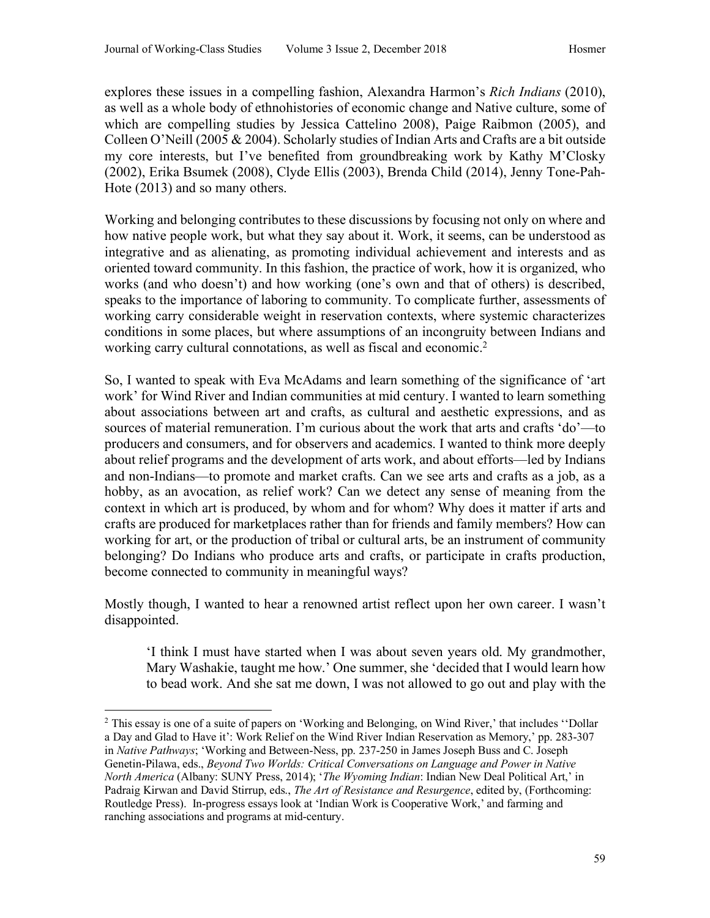explores these issues in a compelling fashion, Alexandra Harmon's *Rich Indians* (2010), as well as a whole body of ethnohistories of economic change and Native culture, some of which are compelling studies by Jessica Cattelino 2008), Paige Raibmon (2005), and Colleen O'Neill (2005 & 2004). Scholarly studies of Indian Arts and Crafts are a bit outside my core interests, but I've benefited from groundbreaking work by Kathy M'Closky (2002), Erika Bsumek (2008), Clyde Ellis (2003), Brenda Child (2014), Jenny Tone-Pah-Hote (2013) and so many others.

Working and belonging contributes to these discussions by focusing not only on where and how native people work, but what they say about it. Work, it seems, can be understood as integrative and as alienating, as promoting individual achievement and interests and as oriented toward community. In this fashion, the practice of work, how it is organized, who works (and who doesn't) and how working (one's own and that of others) is described, speaks to the importance of laboring to community. To complicate further, assessments of working carry considerable weight in reservation contexts, where systemic characterizes conditions in some places, but where assumptions of an incongruity between Indians and working carry cultural connotations, as well as fiscal and economic.[2]

So, I wanted to speak with Eva McAdams and learn something of the significance of 'art work' for Wind River and Indian communities at mid century. I wanted to learn something about associations between art and crafts, as cultural and aesthetic expressions, and as sources of material remuneration. I'm curious about the work that arts and crafts 'do'—to producers and consumers, and for observers and academics. I wanted to think more deeply about relief programs and the development of arts work, and about efforts—led by Indians and non-Indians—to promote and market crafts. Can we see arts and crafts as a job, as a hobby, as an avocation, as relief work? Can we detect any sense of meaning from the context in which art is produced, by whom and for whom? Why does it matter if arts and crafts are produced for marketplaces rather than for friends and family members? How can working for art, or the production of tribal or cultural arts, be an instrument of community belonging? Do Indians who produce arts and crafts, or participate in crafts production, become connected to community in meaningful ways?

Mostly though, I wanted to hear a renowned artist reflect upon her own career. I wasn't disappointed.

> 'I think I must have started when I was about seven years old. My grandmother, Mary Washakie, taught me how.' One summer, she 'decided that I would learn how to bead work. And she sat me down, I was not allowed to go out and play with the

---

[2] This essay is one of a suite of papers on 'Working and Belonging, on Wind River,' that includes ''Dollar a Day and Glad to Have it': Work Relief on the Wind River Indian Reservation as Memory,' pp. 283-307 in *Native Pathways*; 'Working and Between-Ness, pp. 237-250 in James Joseph Buss and C. Joseph Genetin-Pilawa, eds., *Beyond Two Worlds: Critical Conversations on Language and Power in Native North America* (Albany: SUNY Press, 2014); '*The Wyoming Indian*: Indian New Deal Political Art,' in Padraig Kirwan and David Stirrup, eds., *The Art of Resistance and Resurgence*, edited by, (Forthcoming: Routledge Press). In-progress essays look at 'Indian Work is Cooperative Work,' and farming and ranching associations and programs at mid-century.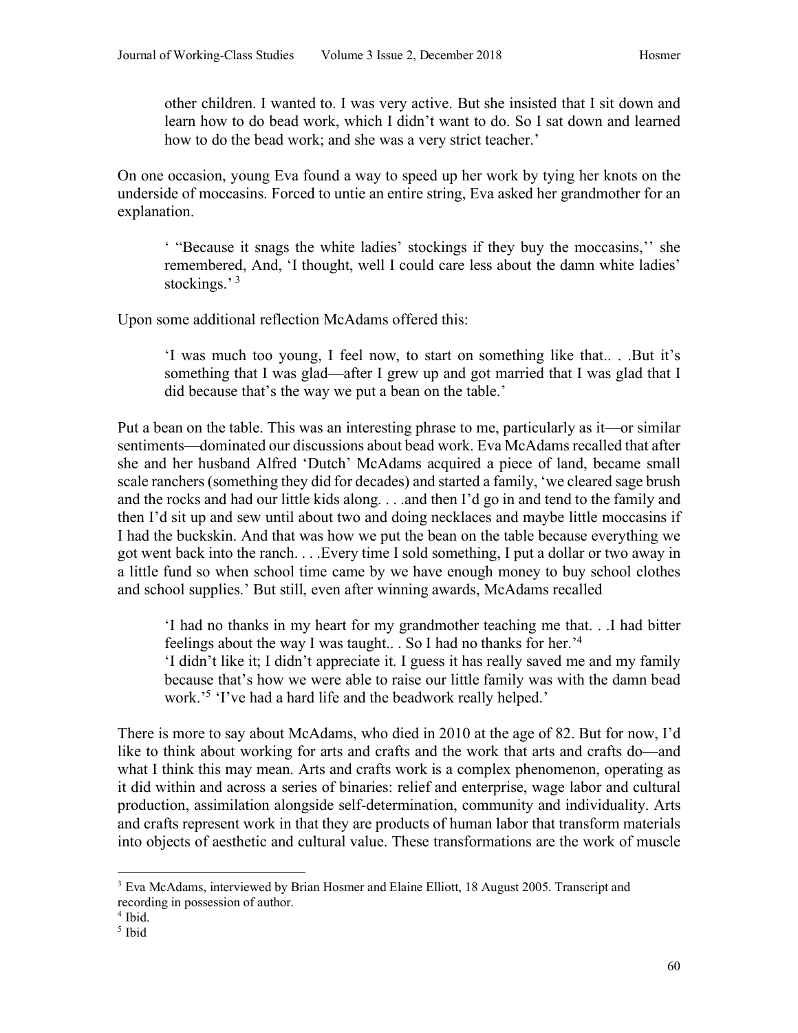> other children. I wanted to. I was very active. But she insisted that I sit down and learn how to do bead work, which I didn't want to do. So I sat down and learned how to do the bead work; and she was a very strict teacher.'

On one occasion, young Eva found a way to speed up her work by tying her knots on the underside of moccasins. Forced to untie an entire string, Eva asked her grandmother for an explanation.

> ' "Because it snags the white ladies' stockings if they buy the moccasins,'' she remembered, And, 'I thought, well I could care less about the damn white ladies' stockings.' [3]

Upon some additional reflection McAdams offered this:

> 'I was much too young, I feel now, to start on something like that.. . .But it's something that I was glad—after I grew up and got married that I was glad that I did because that's the way we put a bean on the table.'

Put a bean on the table. This was an interesting phrase to me, particularly as it—or similar sentiments—dominated our discussions about bead work. Eva McAdams recalled that after she and her husband Alfred 'Dutch' McAdams acquired a piece of land, became small scale ranchers (something they did for decades) and started a family, 'we cleared sage brush and the rocks and had our little kids along. . . .and then I'd go in and tend to the family and then I'd sit up and sew until about two and doing necklaces and maybe little moccasins if I had the buckskin. And that was how we put the bean on the table because everything we got went back into the ranch. . . .Every time I sold something, I put a dollar or two away in a little fund so when school time came by we have enough money to buy school clothes and school supplies.' But still, even after winning awards, McAdams recalled

> 'I had no thanks in my heart for my grandmother teaching me that. . .I had bitter feelings about the way I was taught.. . So I had no thanks for her.'[4]
> 'I didn't like it; I didn't appreciate it. I guess it has really saved me and my family because that's how we were able to raise our little family was with the damn bead work.'[5] 'I've had a hard life and the beadwork really helped.'

There is more to say about McAdams, who died in 2010 at the age of 82. But for now, I'd like to think about working for arts and crafts and the work that arts and crafts do—and what I think this may mean. Arts and crafts work is a complex phenomenon, operating as it did within and across a series of binaries: relief and enterprise, wage labor and cultural production, assimilation alongside self-determination, community and individuality. Arts and crafts represent work in that they are products of human labor that transform materials into objects of aesthetic and cultural value. These transformations are the work of muscle

---

[3] Eva McAdams, interviewed by Brian Hosmer and Elaine Elliott, 18 August 2005. Transcript and recording in possession of author.

[4] Ibid.

[5] Ibid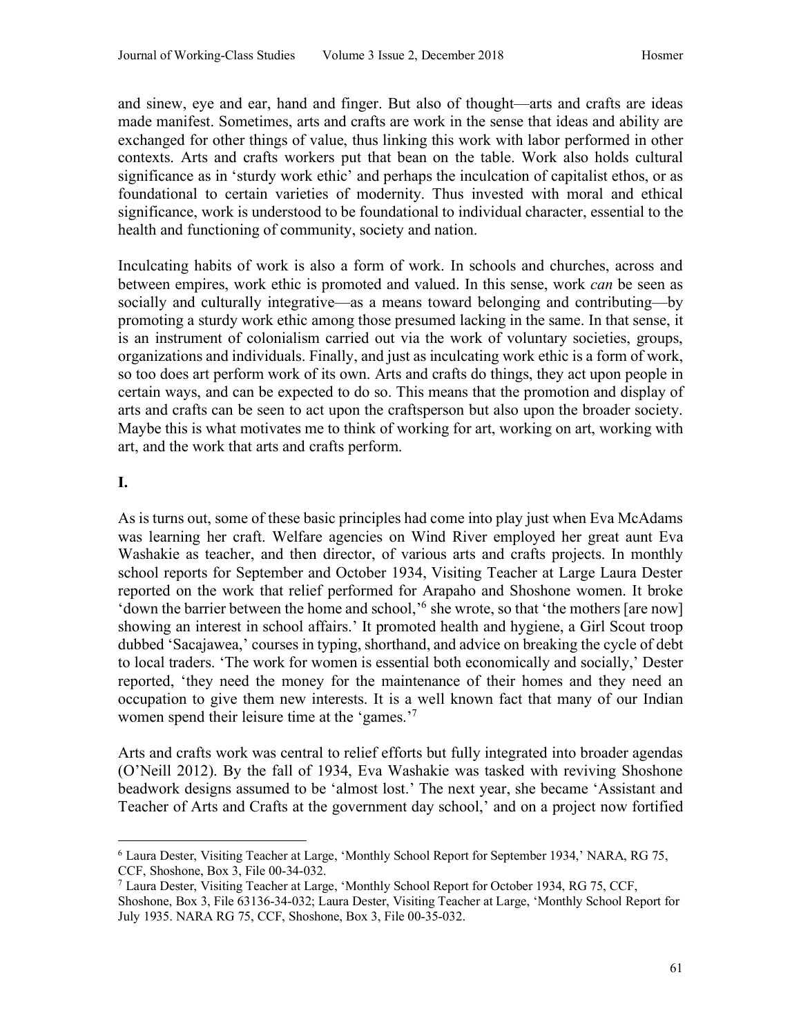and sinew, eye and ear, hand and finger. But also of thought—arts and crafts are ideas made manifest. Sometimes, arts and crafts are work in the sense that ideas and ability are exchanged for other things of value, thus linking this work with labor performed in other contexts. Arts and crafts workers put that bean on the table. Work also holds cultural significance as in 'sturdy work ethic' and perhaps the inculcation of capitalist ethos, or as foundational to certain varieties of modernity. Thus invested with moral and ethical significance, work is understood to be foundational to individual character, essential to the health and functioning of community, society and nation.

Inculcating habits of work is also a form of work. In schools and churches, across and between empires, work ethic is promoted and valued. In this sense, work *can* be seen as socially and culturally integrative—as a means toward belonging and contributing—by promoting a sturdy work ethic among those presumed lacking in the same. In that sense, it is an instrument of colonialism carried out via the work of voluntary societies, groups, organizations and individuals. Finally, and just as inculcating work ethic is a form of work, so too does art perform work of its own. Arts and crafts do things, they act upon people in certain ways, and can be expected to do so. This means that the promotion and display of arts and crafts can be seen to act upon the craftsperson but also upon the broader society. Maybe this is what motivates me to think of working for art, working on art, working with art, and the work that arts and crafts perform.

**I.**

As is turns out, some of these basic principles had come into play just when Eva McAdams was learning her craft. Welfare agencies on Wind River employed her great aunt Eva Washakie as teacher, and then director, of various arts and crafts projects. In monthly school reports for September and October 1934, Visiting Teacher at Large Laura Dester reported on the work that relief performed for Arapaho and Shoshone women. It broke 'down the barrier between the home and school,'[6] she wrote, so that 'the mothers [are now] showing an interest in school affairs.' It promoted health and hygiene, a Girl Scout troop dubbed 'Sacajawea,' courses in typing, shorthand, and advice on breaking the cycle of debt to local traders. 'The work for women is essential both economically and socially,' Dester reported, 'they need the money for the maintenance of their homes and they need an occupation to give them new interests. It is a well known fact that many of our Indian women spend their leisure time at the 'games.'[7]

Arts and crafts work was central to relief efforts but fully integrated into broader agendas (O'Neill 2012). By the fall of 1934, Eva Washakie was tasked with reviving Shoshone beadwork designs assumed to be 'almost lost.' The next year, she became 'Assistant and Teacher of Arts and Crafts at the government day school,' and on a project now fortified

[6] Laura Dester, Visiting Teacher at Large, 'Monthly School Report for September 1934,' NARA, RG 75, CCF, Shoshone, Box 3, File 00-34-032.

[7] Laura Dester, Visiting Teacher at Large, 'Monthly School Report for October 1934, RG 75, CCF, Shoshone, Box 3, File 63136-34-032; Laura Dester, Visiting Teacher at Large, 'Monthly School Report for July 1935. NARA RG 75, CCF, Shoshone, Box 3, File 00-35-032.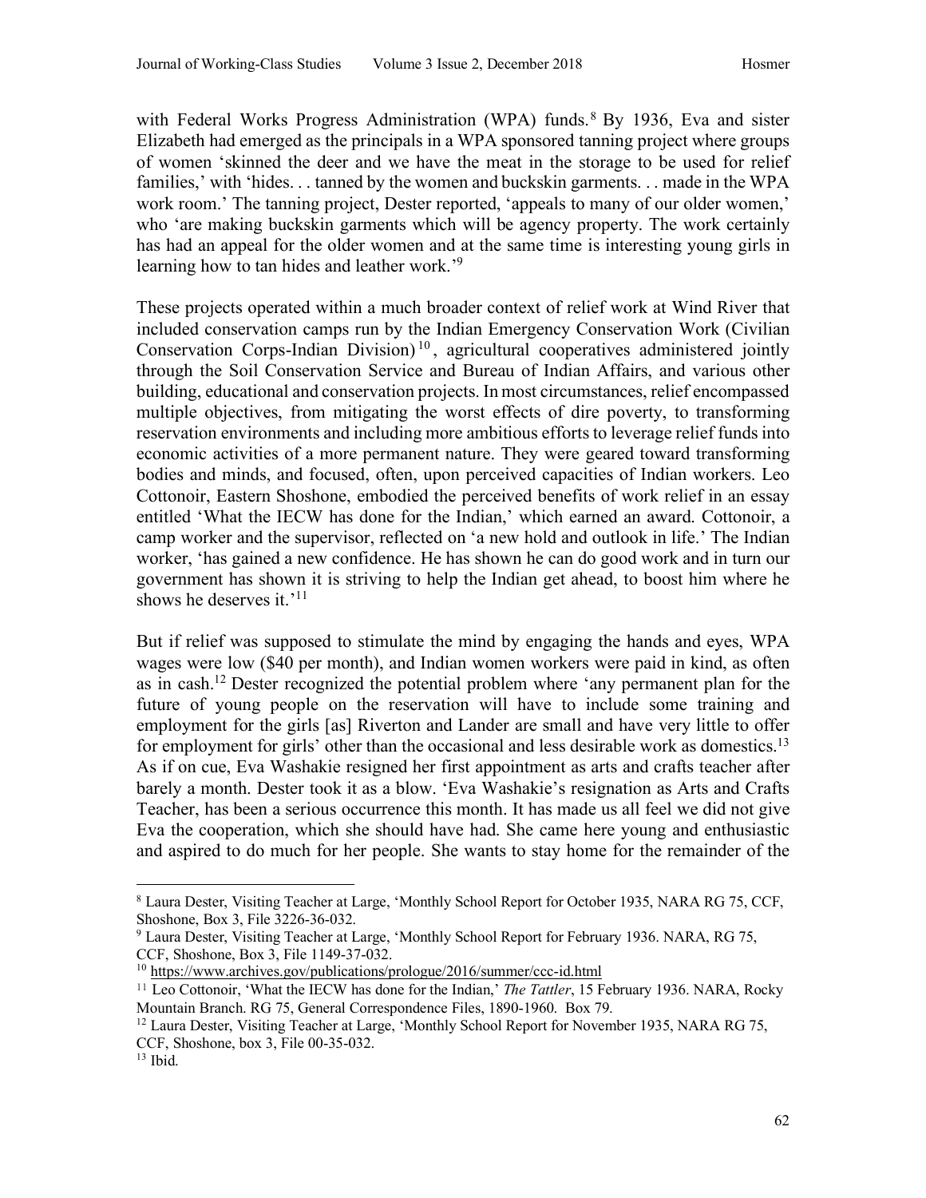with Federal Works Progress Administration (WPA) funds.[8] By 1936, Eva and sister Elizabeth had emerged as the principals in a WPA sponsored tanning project where groups of women 'skinned the deer and we have the meat in the storage to be used for relief families,' with 'hides. . . tanned by the women and buckskin garments. . . made in the WPA work room.' The tanning project, Dester reported, 'appeals to many of our older women,' who 'are making buckskin garments which will be agency property. The work certainly has had an appeal for the older women and at the same time is interesting young girls in learning how to tan hides and leather work.'[9]

These projects operated within a much broader context of relief work at Wind River that included conservation camps run by the Indian Emergency Conservation Work (Civilian Conservation Corps-Indian Division)[10], agricultural cooperatives administered jointly through the Soil Conservation Service and Bureau of Indian Affairs, and various other building, educational and conservation projects. In most circumstances, relief encompassed multiple objectives, from mitigating the worst effects of dire poverty, to transforming reservation environments and including more ambitious efforts to leverage relief funds into economic activities of a more permanent nature. They were geared toward transforming bodies and minds, and focused, often, upon perceived capacities of Indian workers. Leo Cottonoir, Eastern Shoshone, embodied the perceived benefits of work relief in an essay entitled 'What the IECW has done for the Indian,' which earned an award. Cottonoir, a camp worker and the supervisor, reflected on 'a new hold and outlook in life.' The Indian worker, 'has gained a new confidence. He has shown he can do good work and in turn our government has shown it is striving to help the Indian get ahead, to boost him where he shows he deserves it.'[11]

But if relief was supposed to stimulate the mind by engaging the hands and eyes, WPA wages were low ($40 per month), and Indian women workers were paid in kind, as often as in cash.[12] Dester recognized the potential problem where 'any permanent plan for the future of young people on the reservation will have to include some training and employment for the girls [as] Riverton and Lander are small and have very little to offer for employment for girls' other than the occasional and less desirable work as domestics.[13] As if on cue, Eva Washakie resigned her first appointment as arts and crafts teacher after barely a month. Dester took it as a blow. 'Eva Washakie's resignation as Arts and Crafts Teacher, has been a serious occurrence this month. It has made us all feel we did not give Eva the cooperation, which she should have had. She came here young and enthusiastic and aspired to do much for her people. She wants to stay home for the remainder of the

---

[8] Laura Dester, Visiting Teacher at Large, 'Monthly School Report for October 1935, NARA RG 75, CCF, Shoshone, Box 3, File 3226-36-032.

[9] Laura Dester, Visiting Teacher at Large, 'Monthly School Report for February 1936. NARA, RG 75, CCF, Shoshone, Box 3, File 1149-37-032.

[10] https://www.archives.gov/publications/prologue/2016/summer/ccc-id.html

[11] Leo Cottonoir, 'What the IECW has done for the Indian,' *The Tattler*, 15 February 1936. NARA, Rocky Mountain Branch. RG 75, General Correspondence Files, 1890-1960. Box 79.

[12] Laura Dester, Visiting Teacher at Large, 'Monthly School Report for November 1935, NARA RG 75, CCF, Shoshone, box 3, File 00-35-032.

[13] Ibid.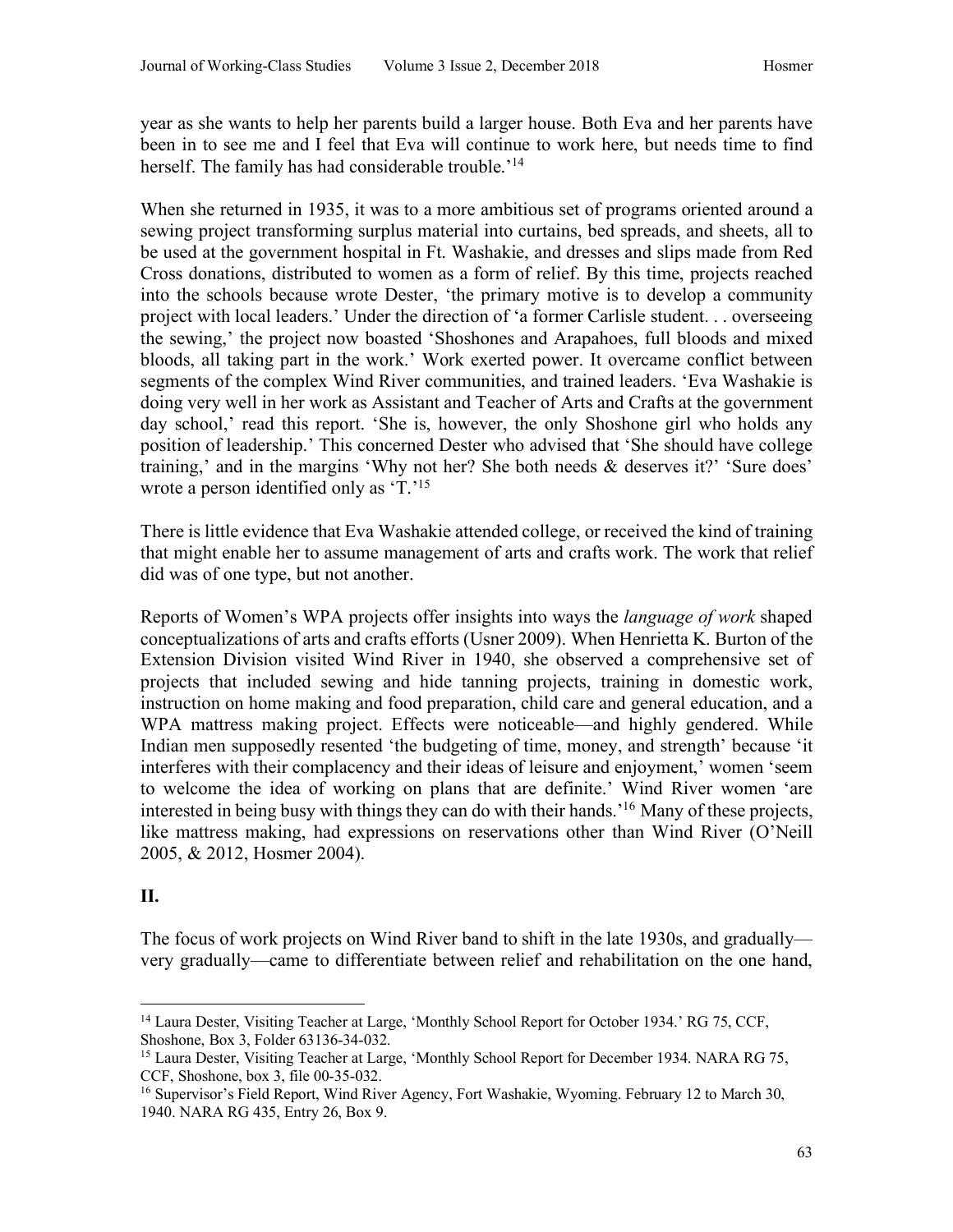year as she wants to help her parents build a larger house. Both Eva and her parents have been in to see me and I feel that Eva will continue to work here, but needs time to find herself. The family has had considerable trouble.'[14]

When she returned in 1935, it was to a more ambitious set of programs oriented around a sewing project transforming surplus material into curtains, bed spreads, and sheets, all to be used at the government hospital in Ft. Washakie, and dresses and slips made from Red Cross donations, distributed to women as a form of relief. By this time, projects reached into the schools because wrote Dester, 'the primary motive is to develop a community project with local leaders.' Under the direction of 'a former Carlisle student. . . overseeing the sewing,' the project now boasted 'Shoshones and Arapahoes, full bloods and mixed bloods, all taking part in the work.' Work exerted power. It overcame conflict between segments of the complex Wind River communities, and trained leaders. 'Eva Washakie is doing very well in her work as Assistant and Teacher of Arts and Crafts at the government day school,' read this report. 'She is, however, the only Shoshone girl who holds any position of leadership.' This concerned Dester who advised that 'She should have college training,' and in the margins 'Why not her? She both needs & deserves it?' 'Sure does' wrote a person identified only as 'T.'[15]

There is little evidence that Eva Washakie attended college, or received the kind of training that might enable her to assume management of arts and crafts work. The work that relief did was of one type, but not another.

Reports of Women's WPA projects offer insights into ways the *language of work* shaped conceptualizations of arts and crafts efforts (Usner 2009). When Henrietta K. Burton of the Extension Division visited Wind River in 1940, she observed a comprehensive set of projects that included sewing and hide tanning projects, training in domestic work, instruction on home making and food preparation, child care and general education, and a WPA mattress making project. Effects were noticeable—and highly gendered. While Indian men supposedly resented 'the budgeting of time, money, and strength' because 'it interferes with their complacency and their ideas of leisure and enjoyment,' women 'seem to welcome the idea of working on plans that are definite.' Wind River women 'are interested in being busy with things they can do with their hands.'[16] Many of these projects, like mattress making, had expressions on reservations other than Wind River (O'Neill 2005, & 2012, Hosmer 2004).

## II.

The focus of work projects on Wind River band to shift in the late 1930s, and gradually—very gradually—came to differentiate between relief and rehabilitation on the one hand,

---

[14] Laura Dester, Visiting Teacher at Large, 'Monthly School Report for October 1934.' RG 75, CCF, Shoshone, Box 3, Folder 63136-34-032.

[15] Laura Dester, Visiting Teacher at Large, 'Monthly School Report for December 1934. NARA RG 75, CCF, Shoshone, box 3, file 00-35-032.

[16] Supervisor's Field Report, Wind River Agency, Fort Washakie, Wyoming. February 12 to March 30, 1940. NARA RG 435, Entry 26, Box 9.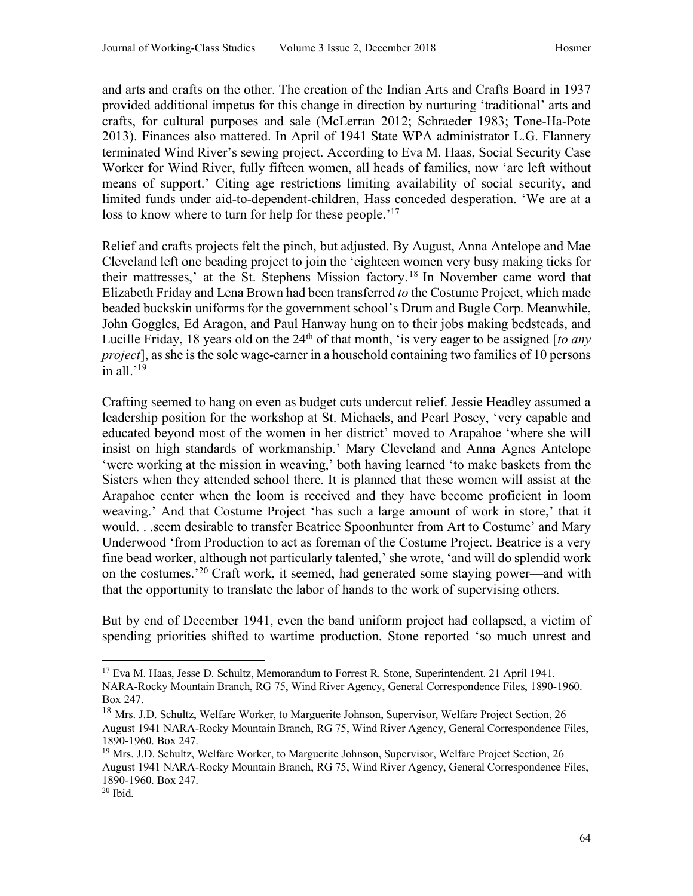and arts and crafts on the other. The creation of the Indian Arts and Crafts Board in 1937 provided additional impetus for this change in direction by nurturing 'traditional' arts and crafts, for cultural purposes and sale (McLerran 2012; Schraeder 1983; Tone-Ha-Pote 2013). Finances also mattered. In April of 1941 State WPA administrator L.G. Flannery terminated Wind River's sewing project. According to Eva M. Haas, Social Security Case Worker for Wind River, fully fifteen women, all heads of families, now 'are left without means of support.' Citing age restrictions limiting availability of social security, and limited funds under aid-to-dependent-children, Hass conceded desperation. 'We are at a loss to know where to turn for help for these people.'[17]

Relief and crafts projects felt the pinch, but adjusted. By August, Anna Antelope and Mae Cleveland left one beading project to join the 'eighteen women very busy making ticks for their mattresses,' at the St. Stephens Mission factory.[18] In November came word that Elizabeth Friday and Lena Brown had been transferred *to* the Costume Project, which made beaded buckskin uniforms for the government school's Drum and Bugle Corp. Meanwhile, John Goggles, Ed Aragon, and Paul Hanway hung on to their jobs making bedsteads, and Lucille Friday, 18 years old on the 24th of that month, 'is very eager to be assigned [*to any project*], as she is the sole wage-earner in a household containing two families of 10 persons in all.'[19]

Crafting seemed to hang on even as budget cuts undercut relief. Jessie Headley assumed a leadership position for the workshop at St. Michaels, and Pearl Posey, 'very capable and educated beyond most of the women in her district' moved to Arapahoe 'where she will insist on high standards of workmanship.' Mary Cleveland and Anna Agnes Antelope 'were working at the mission in weaving,' both having learned 'to make baskets from the Sisters when they attended school there. It is planned that these women will assist at the Arapahoe center when the loom is received and they have become proficient in loom weaving.' And that Costume Project 'has such a large amount of work in store,' that it would. . .seem desirable to transfer Beatrice Spoonhunter from Art to Costume' and Mary Underwood 'from Production to act as foreman of the Costume Project. Beatrice is a very fine bead worker, although not particularly talented,' she wrote, 'and will do splendid work on the costumes.'[20] Craft work, it seemed, had generated some staying power—and with that the opportunity to translate the labor of hands to the work of supervising others.

But by end of December 1941, even the band uniform project had collapsed, a victim of spending priorities shifted to wartime production. Stone reported 'so much unrest and

---

[17] Eva M. Haas, Jesse D. Schultz, Memorandum to Forrest R. Stone, Superintendent. 21 April 1941. NARA-Rocky Mountain Branch, RG 75, Wind River Agency, General Correspondence Files, 1890-1960. Box 247.

[18] Mrs. J.D. Schultz, Welfare Worker, to Marguerite Johnson, Supervisor, Welfare Project Section, 26 August 1941 NARA-Rocky Mountain Branch, RG 75, Wind River Agency, General Correspondence Files, 1890-1960. Box 247.

[19] Mrs. J.D. Schultz, Welfare Worker, to Marguerite Johnson, Supervisor, Welfare Project Section, 26 August 1941 NARA-Rocky Mountain Branch, RG 75, Wind River Agency, General Correspondence Files, 1890-1960. Box 247.

[20] Ibid.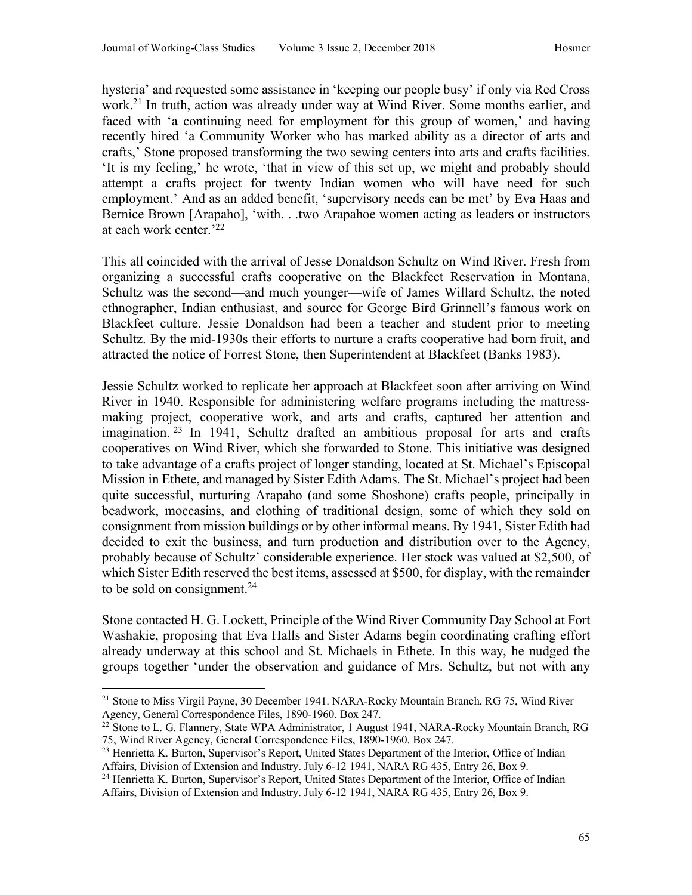hysteria' and requested some assistance in 'keeping our people busy' if only via Red Cross work.[21] In truth, action was already under way at Wind River. Some months earlier, and faced with 'a continuing need for employment for this group of women,' and having recently hired 'a Community Worker who has marked ability as a director of arts and crafts,' Stone proposed transforming the two sewing centers into arts and crafts facilities. 'It is my feeling,' he wrote, 'that in view of this set up, we might and probably should attempt a crafts project for twenty Indian women who will have need for such employment.' And as an added benefit, 'supervisory needs can be met' by Eva Haas and Bernice Brown [Arapaho], 'with. . .two Arapahoe women acting as leaders or instructors at each work center.'[22]

This all coincided with the arrival of Jesse Donaldson Schultz on Wind River. Fresh from organizing a successful crafts cooperative on the Blackfeet Reservation in Montana, Schultz was the second—and much younger—wife of James Willard Schultz, the noted ethnographer, Indian enthusiast, and source for George Bird Grinnell's famous work on Blackfeet culture. Jessie Donaldson had been a teacher and student prior to meeting Schultz. By the mid-1930s their efforts to nurture a crafts cooperative had born fruit, and attracted the notice of Forrest Stone, then Superintendent at Blackfeet (Banks 1983).

Jessie Schultz worked to replicate her approach at Blackfeet soon after arriving on Wind River in 1940. Responsible for administering welfare programs including the mattress-making project, cooperative work, and arts and crafts, captured her attention and imagination.[23] In 1941, Schultz drafted an ambitious proposal for arts and crafts cooperatives on Wind River, which she forwarded to Stone. This initiative was designed to take advantage of a crafts project of longer standing, located at St. Michael's Episcopal Mission in Ethete, and managed by Sister Edith Adams. The St. Michael's project had been quite successful, nurturing Arapaho (and some Shoshone) crafts people, principally in beadwork, moccasins, and clothing of traditional design, some of which they sold on consignment from mission buildings or by other informal means. By 1941, Sister Edith had decided to exit the business, and turn production and distribution over to the Agency, probably because of Schultz' considerable experience. Her stock was valued at $2,500, of which Sister Edith reserved the best items, assessed at $500, for display, with the remainder to be sold on consignment.[24]

Stone contacted H. G. Lockett, Principle of the Wind River Community Day School at Fort Washakie, proposing that Eva Halls and Sister Adams begin coordinating crafting effort already underway at this school and St. Michaels in Ethete. In this way, he nudged the groups together 'under the observation and guidance of Mrs. Schultz, but not with any

---

[21] Stone to Miss Virgil Payne, 30 December 1941. NARA-Rocky Mountain Branch, RG 75, Wind River Agency, General Correspondence Files, 1890-1960. Box 247.

[22] Stone to L. G. Flannery, State WPA Administrator, 1 August 1941, NARA-Rocky Mountain Branch, RG 75, Wind River Agency, General Correspondence Files, 1890-1960. Box 247.

[23] Henrietta K. Burton, Supervisor's Report, United States Department of the Interior, Office of Indian Affairs, Division of Extension and Industry. July 6-12 1941, NARA RG 435, Entry 26, Box 9.

[24] Henrietta K. Burton, Supervisor's Report, United States Department of the Interior, Office of Indian Affairs, Division of Extension and Industry. July 6-12 1941, NARA RG 435, Entry 26, Box 9.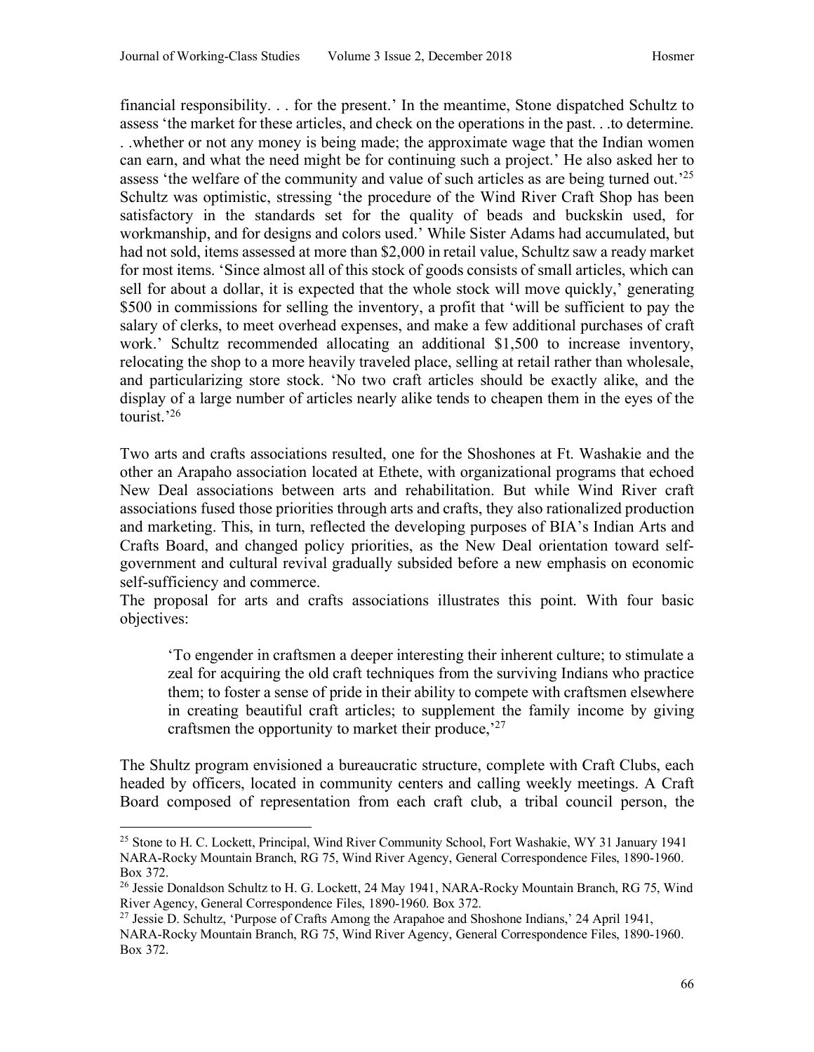financial responsibility. . . for the present.' In the meantime, Stone dispatched Schultz to assess 'the market for these articles, and check on the operations in the past. . .to determine. . .whether or not any money is being made; the approximate wage that the Indian women can earn, and what the need might be for continuing such a project.' He also asked her to assess 'the welfare of the community and value of such articles as are being turned out.'[25] Schultz was optimistic, stressing 'the procedure of the Wind River Craft Shop has been satisfactory in the standards set for the quality of beads and buckskin used, for workmanship, and for designs and colors used.' While Sister Adams had accumulated, but had not sold, items assessed at more than $2,000 in retail value, Schultz saw a ready market for most items. 'Since almost all of this stock of goods consists of small articles, which can sell for about a dollar, it is expected that the whole stock will move quickly,' generating $500 in commissions for selling the inventory, a profit that 'will be sufficient to pay the salary of clerks, to meet overhead expenses, and make a few additional purchases of craft work.' Schultz recommended allocating an additional $1,500 to increase inventory, relocating the shop to a more heavily traveled place, selling at retail rather than wholesale, and particularizing store stock. 'No two craft articles should be exactly alike, and the display of a large number of articles nearly alike tends to cheapen them in the eyes of the tourist.'[26]

Two arts and crafts associations resulted, one for the Shoshones at Ft. Washakie and the other an Arapaho association located at Ethete, with organizational programs that echoed New Deal associations between arts and rehabilitation. But while Wind River craft associations fused those priorities through arts and crafts, they also rationalized production and marketing. This, in turn, reflected the developing purposes of BIA's Indian Arts and Crafts Board, and changed policy priorities, as the New Deal orientation toward self-government and cultural revival gradually subsided before a new emphasis on economic self-sufficiency and commerce.

The proposal for arts and crafts associations illustrates this point. With four basic objectives:

> 'To engender in craftsmen a deeper interesting their inherent culture; to stimulate a zeal for acquiring the old craft techniques from the surviving Indians who practice them; to foster a sense of pride in their ability to compete with craftsmen elsewhere in creating beautiful craft articles; to supplement the family income by giving craftsmen the opportunity to market their produce,'[27]

The Shultz program envisioned a bureaucratic structure, complete with Craft Clubs, each headed by officers, located in community centers and calling weekly meetings. A Craft Board composed of representation from each craft club, a tribal council person, the

---

[25] Stone to H. C. Lockett, Principal, Wind River Community School, Fort Washakie, WY 31 January 1941 NARA-Rocky Mountain Branch, RG 75, Wind River Agency, General Correspondence Files, 1890-1960. Box 372.

[26] Jessie Donaldson Schultz to H. G. Lockett, 24 May 1941, NARA-Rocky Mountain Branch, RG 75, Wind River Agency, General Correspondence Files, 1890-1960. Box 372.

[27] Jessie D. Schultz, 'Purpose of Crafts Among the Arapahoe and Shoshone Indians,' 24 April 1941, NARA-Rocky Mountain Branch, RG 75, Wind River Agency, General Correspondence Files, 1890-1960. Box 372.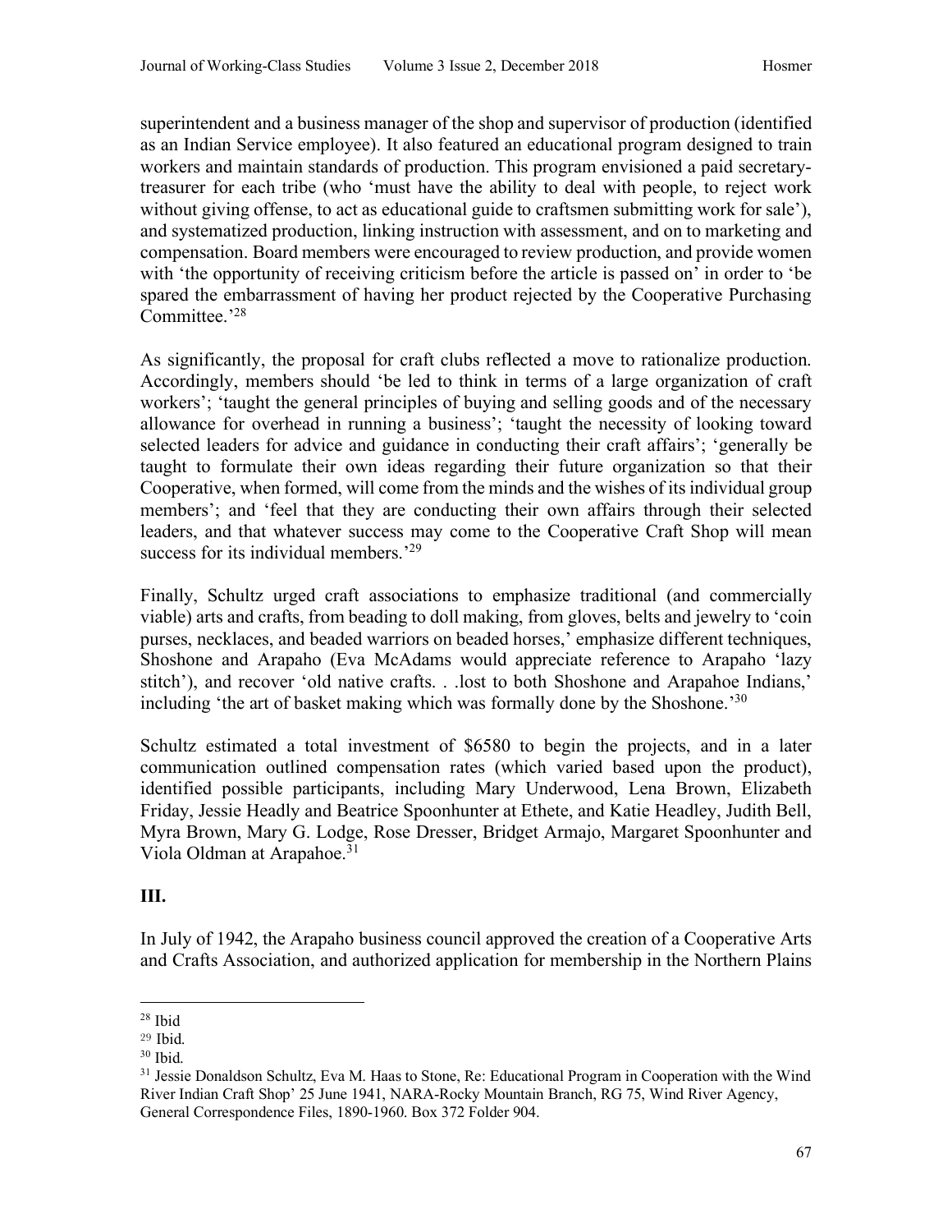superintendent and a business manager of the shop and supervisor of production (identified as an Indian Service employee). It also featured an educational program designed to train workers and maintain standards of production. This program envisioned a paid secretary-treasurer for each tribe (who 'must have the ability to deal with people, to reject work without giving offense, to act as educational guide to craftsmen submitting work for sale'), and systematized production, linking instruction with assessment, and on to marketing and compensation. Board members were encouraged to review production, and provide women with 'the opportunity of receiving criticism before the article is passed on' in order to 'be spared the embarrassment of having her product rejected by the Cooperative Purchasing Committee.'[28]

As significantly, the proposal for craft clubs reflected a move to rationalize production. Accordingly, members should 'be led to think in terms of a large organization of craft workers'; 'taught the general principles of buying and selling goods and of the necessary allowance for overhead in running a business'; 'taught the necessity of looking toward selected leaders for advice and guidance in conducting their craft affairs'; 'generally be taught to formulate their own ideas regarding their future organization so that their Cooperative, when formed, will come from the minds and the wishes of its individual group members'; and 'feel that they are conducting their own affairs through their selected leaders, and that whatever success may come to the Cooperative Craft Shop will mean success for its individual members.'[29]

Finally, Schultz urged craft associations to emphasize traditional (and commercially viable) arts and crafts, from beading to doll making, from gloves, belts and jewelry to 'coin purses, necklaces, and beaded warriors on beaded horses,' emphasize different techniques, Shoshone and Arapaho (Eva McAdams would appreciate reference to Arapaho 'lazy stitch'), and recover 'old native crafts. . .lost to both Shoshone and Arapahoe Indians,' including 'the art of basket making which was formally done by the Shoshone.'[30]

Schultz estimated a total investment of $6580 to begin the projects, and in a later communication outlined compensation rates (which varied based upon the product), identified possible participants, including Mary Underwood, Lena Brown, Elizabeth Friday, Jessie Headly and Beatrice Spoonhunter at Ethete, and Katie Headley, Judith Bell, Myra Brown, Mary G. Lodge, Rose Dresser, Bridget Armajo, Margaret Spoonhunter and Viola Oldman at Arapahoe.[31]

## III.

In July of 1942, the Arapaho business council approved the creation of a Cooperative Arts and Crafts Association, and authorized application for membership in the Northern Plains

---

[28] Ibid

[29] Ibid.

[30] Ibid.

[31] Jessie Donaldson Schultz, Eva M. Haas to Stone, Re: Educational Program in Cooperation with the Wind River Indian Craft Shop' 25 June 1941, NARA-Rocky Mountain Branch, RG 75, Wind River Agency, General Correspondence Files, 1890-1960. Box 372 Folder 904.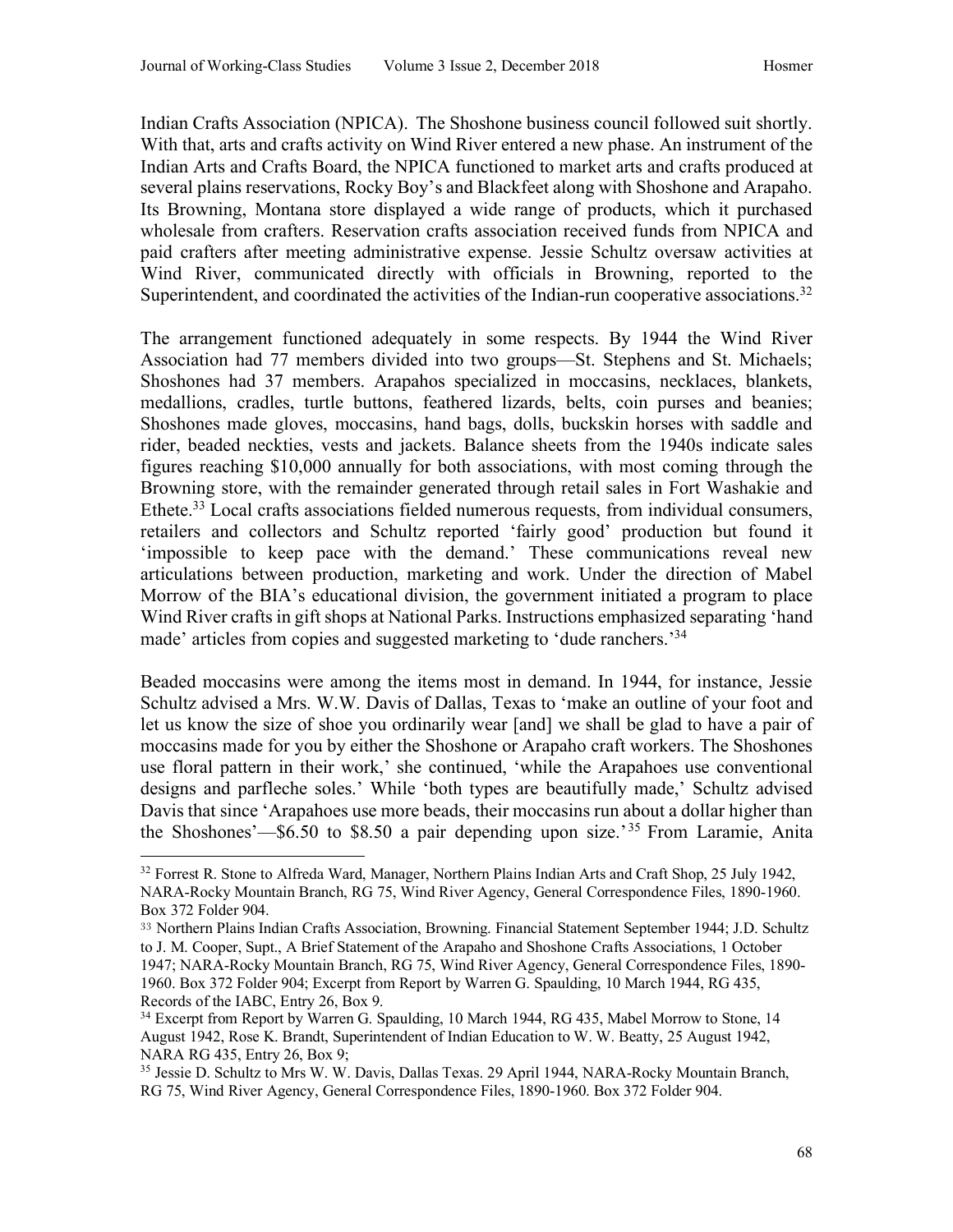Indian Crafts Association (NPICA). The Shoshone business council followed suit shortly. With that, arts and crafts activity on Wind River entered a new phase. An instrument of the Indian Arts and Crafts Board, the NPICA functioned to market arts and crafts produced at several plains reservations, Rocky Boy's and Blackfeet along with Shoshone and Arapaho. Its Browning, Montana store displayed a wide range of products, which it purchased wholesale from crafters. Reservation crafts association received funds from NPICA and paid crafters after meeting administrative expense. Jessie Schultz oversaw activities at Wind River, communicated directly with officials in Browning, reported to the Superintendent, and coordinated the activities of the Indian-run cooperative associations.[32]

The arrangement functioned adequately in some respects. By 1944 the Wind River Association had 77 members divided into two groups—St. Stephens and St. Michaels; Shoshones had 37 members. Arapahos specialized in moccasins, necklaces, blankets, medallions, cradles, turtle buttons, feathered lizards, belts, coin purses and beanies; Shoshones made gloves, moccasins, hand bags, dolls, buckskin horses with saddle and rider, beaded neckties, vests and jackets. Balance sheets from the 1940s indicate sales figures reaching \$10,000 annually for both associations, with most coming through the Browning store, with the remainder generated through retail sales in Fort Washakie and Ethete.[33] Local crafts associations fielded numerous requests, from individual consumers, retailers and collectors and Schultz reported 'fairly good' production but found it 'impossible to keep pace with the demand.' These communications reveal new articulations between production, marketing and work. Under the direction of Mabel Morrow of the BIA's educational division, the government initiated a program to place Wind River crafts in gift shops at National Parks. Instructions emphasized separating 'hand made' articles from copies and suggested marketing to 'dude ranchers.'[34]

Beaded moccasins were among the items most in demand. In 1944, for instance, Jessie Schultz advised a Mrs. W.W. Davis of Dallas, Texas to 'make an outline of your foot and let us know the size of shoe you ordinarily wear [and] we shall be glad to have a pair of moccasins made for you by either the Shoshone or Arapaho craft workers. The Shoshones use floral pattern in their work,' she continued, 'while the Arapahoes use conventional designs and parfleche soles.' While 'both types are beautifully made,' Schultz advised Davis that since 'Arapahoes use more beads, their moccasins run about a dollar higher than the Shoshones'—\$6.50 to \$8.50 a pair depending upon size.'[35] From Laramie, Anita

---

[32] Forrest R. Stone to Alfreda Ward, Manager, Northern Plains Indian Arts and Craft Shop, 25 July 1942, NARA-Rocky Mountain Branch, RG 75, Wind River Agency, General Correspondence Files, 1890-1960. Box 372 Folder 904.

[33] Northern Plains Indian Crafts Association, Browning. Financial Statement September 1944; J.D. Schultz to J. M. Cooper, Supt., A Brief Statement of the Arapaho and Shoshone Crafts Associations, 1 October 1947; NARA-Rocky Mountain Branch, RG 75, Wind River Agency, General Correspondence Files, 1890-1960. Box 372 Folder 904; Excerpt from Report by Warren G. Spaulding, 10 March 1944, RG 435, Records of the IABC, Entry 26, Box 9.

[34] Excerpt from Report by Warren G. Spaulding, 10 March 1944, RG 435, Mabel Morrow to Stone, 14 August 1942, Rose K. Brandt, Superintendent of Indian Education to W. W. Beatty, 25 August 1942, NARA RG 435, Entry 26, Box 9;

[35] Jessie D. Schultz to Mrs W. W. Davis, Dallas Texas. 29 April 1944, NARA-Rocky Mountain Branch, RG 75, Wind River Agency, General Correspondence Files, 1890-1960. Box 372 Folder 904.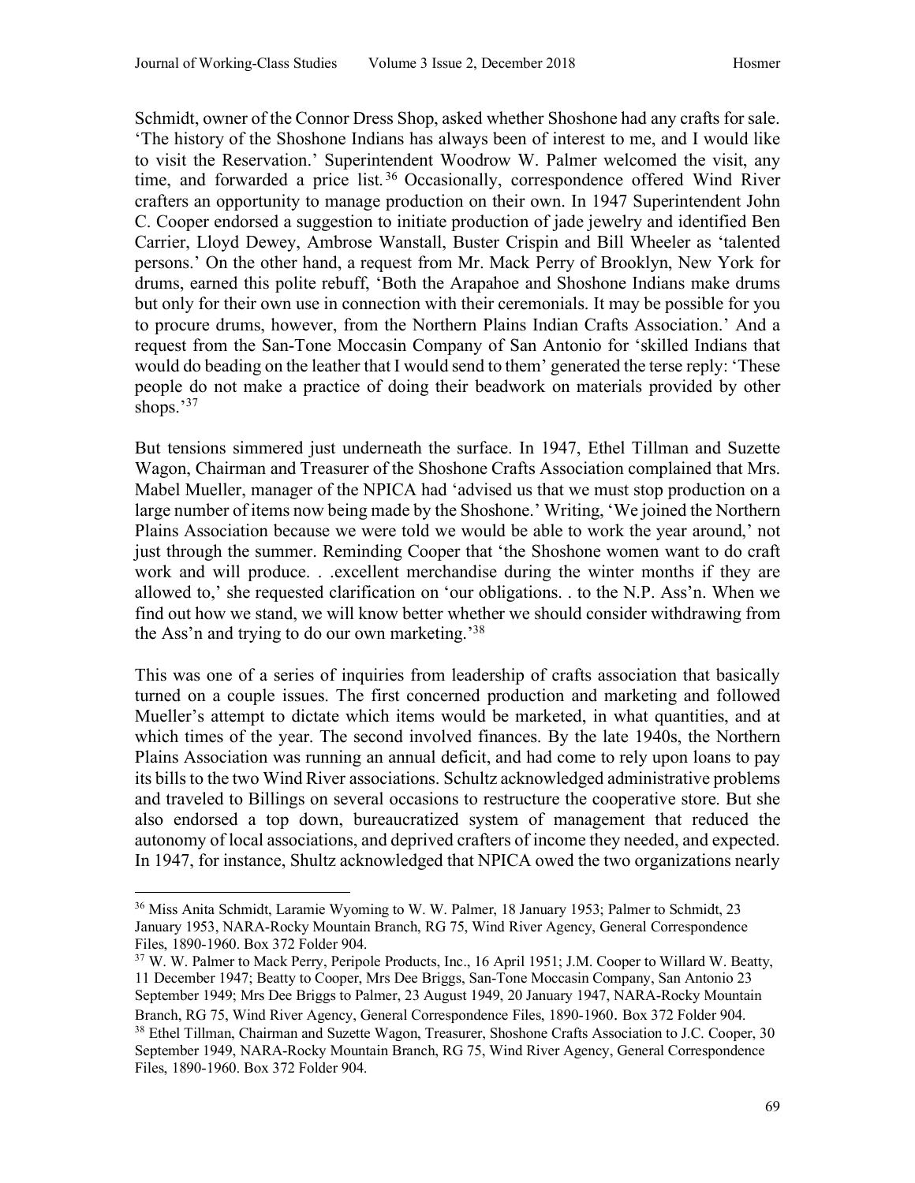Schmidt, owner of the Connor Dress Shop, asked whether Shoshone had any crafts for sale. 'The history of the Shoshone Indians has always been of interest to me, and I would like to visit the Reservation.' Superintendent Woodrow W. Palmer welcomed the visit, any time, and forwarded a price list.[36] Occasionally, correspondence offered Wind River crafters an opportunity to manage production on their own. In 1947 Superintendent John C. Cooper endorsed a suggestion to initiate production of jade jewelry and identified Ben Carrier, Lloyd Dewey, Ambrose Wanstall, Buster Crispin and Bill Wheeler as 'talented persons.' On the other hand, a request from Mr. Mack Perry of Brooklyn, New York for drums, earned this polite rebuff, 'Both the Arapahoe and Shoshone Indians make drums but only for their own use in connection with their ceremonials. It may be possible for you to procure drums, however, from the Northern Plains Indian Crafts Association.' And a request from the San-Tone Moccasin Company of San Antonio for 'skilled Indians that would do beading on the leather that I would send to them' generated the terse reply: 'These people do not make a practice of doing their beadwork on materials provided by other shops.'[37]

But tensions simmered just underneath the surface. In 1947, Ethel Tillman and Suzette Wagon, Chairman and Treasurer of the Shoshone Crafts Association complained that Mrs. Mabel Mueller, manager of the NPICA had 'advised us that we must stop production on a large number of items now being made by the Shoshone.' Writing, 'We joined the Northern Plains Association because we were told we would be able to work the year around,' not just through the summer. Reminding Cooper that 'the Shoshone women want to do craft work and will produce. . .excellent merchandise during the winter months if they are allowed to,' she requested clarification on 'our obligations. . to the N.P. Ass'n. When we find out how we stand, we will know better whether we should consider withdrawing from the Ass'n and trying to do our own marketing.'[38]

This was one of a series of inquiries from leadership of crafts association that basically turned on a couple issues. The first concerned production and marketing and followed Mueller's attempt to dictate which items would be marketed, in what quantities, and at which times of the year. The second involved finances. By the late 1940s, the Northern Plains Association was running an annual deficit, and had come to rely upon loans to pay its bills to the two Wind River associations. Schultz acknowledged administrative problems and traveled to Billings on several occasions to restructure the cooperative store. But she also endorsed a top down, bureaucratized system of management that reduced the autonomy of local associations, and deprived crafters of income they needed, and expected. In 1947, for instance, Shultz acknowledged that NPICA owed the two organizations nearly

---

[36] Miss Anita Schmidt, Laramie Wyoming to W. W. Palmer, 18 January 1953; Palmer to Schmidt, 23 January 1953, NARA-Rocky Mountain Branch, RG 75, Wind River Agency, General Correspondence Files, 1890-1960. Box 372 Folder 904.

[37] W. W. Palmer to Mack Perry, Peripole Products, Inc., 16 April 1951; J.M. Cooper to Willard W. Beatty, 11 December 1947; Beatty to Cooper, Mrs Dee Briggs, San-Tone Moccasin Company, San Antonio 23 September 1949; Mrs Dee Briggs to Palmer, 23 August 1949, 20 January 1947, NARA-Rocky Mountain Branch, RG 75, Wind River Agency, General Correspondence Files, 1890-1960. Box 372 Folder 904.

[38] Ethel Tillman, Chairman and Suzette Wagon, Treasurer, Shoshone Crafts Association to J.C. Cooper, 30 September 1949, NARA-Rocky Mountain Branch, RG 75, Wind River Agency, General Correspondence Files, 1890-1960. Box 372 Folder 904.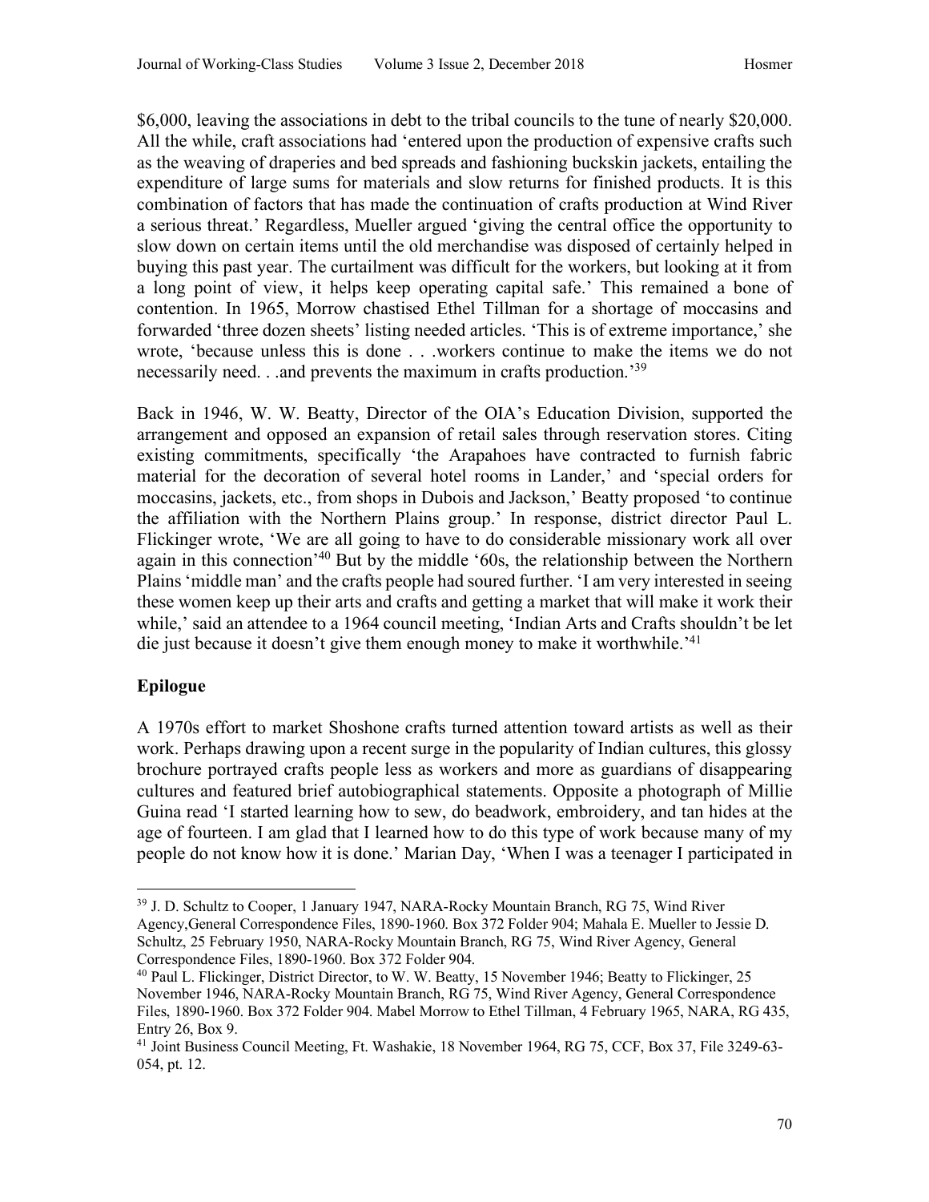$6,000, leaving the associations in debt to the tribal councils to the tune of nearly $20,000. All the while, craft associations had 'entered upon the production of expensive crafts such as the weaving of draperies and bed spreads and fashioning buckskin jackets, entailing the expenditure of large sums for materials and slow returns for finished products. It is this combination of factors that has made the continuation of crafts production at Wind River a serious threat.' Regardless, Mueller argued 'giving the central office the opportunity to slow down on certain items until the old merchandise was disposed of certainly helped in buying this past year. The curtailment was difficult for the workers, but looking at it from a long point of view, it helps keep operating capital safe.' This remained a bone of contention. In 1965, Morrow chastised Ethel Tillman for a shortage of moccasins and forwarded 'three dozen sheets' listing needed articles. 'This is of extreme importance,' she wrote, 'because unless this is done . . .workers continue to make the items we do not necessarily need. . .and prevents the maximum in crafts production.'[39]

Back in 1946, W. W. Beatty, Director of the OIA's Education Division, supported the arrangement and opposed an expansion of retail sales through reservation stores. Citing existing commitments, specifically 'the Arapahoes have contracted to furnish fabric material for the decoration of several hotel rooms in Lander,' and 'special orders for moccasins, jackets, etc., from shops in Dubois and Jackson,' Beatty proposed 'to continue the affiliation with the Northern Plains group.' In response, district director Paul L. Flickinger wrote, 'We are all going to have to do considerable missionary work all over again in this connection'[40] But by the middle '60s, the relationship between the Northern Plains 'middle man' and the crafts people had soured further. 'I am very interested in seeing these women keep up their arts and crafts and getting a market that will make it work their while,' said an attendee to a 1964 council meeting, 'Indian Arts and Crafts shouldn't be let die just because it doesn't give them enough money to make it worthwhile.'[41]

## Epilogue

A 1970s effort to market Shoshone crafts turned attention toward artists as well as their work. Perhaps drawing upon a recent surge in the popularity of Indian cultures, this glossy brochure portrayed crafts people less as workers and more as guardians of disappearing cultures and featured brief autobiographical statements. Opposite a photograph of Millie Guina read 'I started learning how to sew, do beadwork, embroidery, and tan hides at the age of fourteen. I am glad that I learned how to do this type of work because many of my people do not know how it is done.' Marian Day, 'When I was a teenager I participated in

---

[39] J. D. Schultz to Cooper, 1 January 1947, NARA-Rocky Mountain Branch, RG 75, Wind River Agency,General Correspondence Files, 1890-1960. Box 372 Folder 904; Mahala E. Mueller to Jessie D. Schultz, 25 February 1950, NARA-Rocky Mountain Branch, RG 75, Wind River Agency, General Correspondence Files, 1890-1960. Box 372 Folder 904.

[40] Paul L. Flickinger, District Director, to W. W. Beatty, 15 November 1946; Beatty to Flickinger, 25 November 1946, NARA-Rocky Mountain Branch, RG 75, Wind River Agency, General Correspondence Files, 1890-1960. Box 372 Folder 904. Mabel Morrow to Ethel Tillman, 4 February 1965, NARA, RG 435, Entry 26, Box 9.

[41] Joint Business Council Meeting, Ft. Washakie, 18 November 1964, RG 75, CCF, Box 37, File 3249-63-054, pt. 12.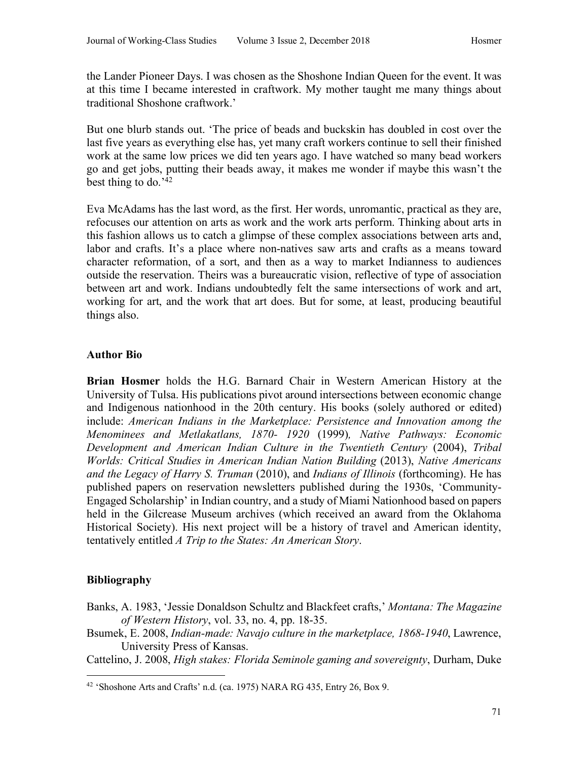the Lander Pioneer Days. I was chosen as the Shoshone Indian Queen for the event. It was at this time I became interested in craftwork. My mother taught me many things about traditional Shoshone craftwork.'

But one blurb stands out. 'The price of beads and buckskin has doubled in cost over the last five years as everything else has, yet many craft workers continue to sell their finished work at the same low prices we did ten years ago. I have watched so many bead workers go and get jobs, putting their beads away, it makes me wonder if maybe this wasn't the best thing to do.'[42]

Eva McAdams has the last word, as the first. Her words, unromantic, practical as they are, refocuses our attention on arts as work and the work arts perform. Thinking about arts in this fashion allows us to catch a glimpse of these complex associations between arts and, labor and crafts. It's a place where non-natives saw arts and crafts as a means toward character reformation, of a sort, and then as a way to market Indianness to audiences outside the reservation. Theirs was a bureaucratic vision, reflective of type of association between art and work. Indians undoubtedly felt the same intersections of work and art, working for art, and the work that art does. But for some, at least, producing beautiful things also.

## Author Bio

**Brian Hosmer** holds the H.G. Barnard Chair in Western American History at the University of Tulsa. His publications pivot around intersections between economic change and Indigenous nationhood in the 20th century. His books (solely authored or edited) include: *American Indians in the Marketplace: Persistence and Innovation among the Menominees and Metlakatlans, 1870- 1920* (1999)*, Native Pathways: Economic Development and American Indian Culture in the Twentieth Century* (2004), *Tribal Worlds: Critical Studies in American Indian Nation Building* (2013), *Native Americans and the Legacy of Harry S. Truman* (2010), and *Indians of Illinois* (forthcoming). He has published papers on reservation newsletters published during the 1930s, 'Community-Engaged Scholarship' in Indian country, and a study of Miami Nationhood based on papers held in the Gilcrease Museum archives (which received an award from the Oklahoma Historical Society). His next project will be a history of travel and American identity, tentatively entitled *A Trip to the States: An American Story*.

## Bibliography

Banks, A. 1983, 'Jessie Donaldson Schultz and Blackfeet crafts,' *Montana: The Magazine of Western History*, vol. 33, no. 4, pp. 18-35.

Bsumek, E. 2008, *Indian-made: Navajo culture in the marketplace, 1868-1940*, Lawrence, University Press of Kansas.

Cattelino, J. 2008, *High stakes: Florida Seminole gaming and sovereignty*, Durham, Duke

[42] 'Shoshone Arts and Crafts' n.d. (ca. 1975) NARA RG 435, Entry 26, Box 9.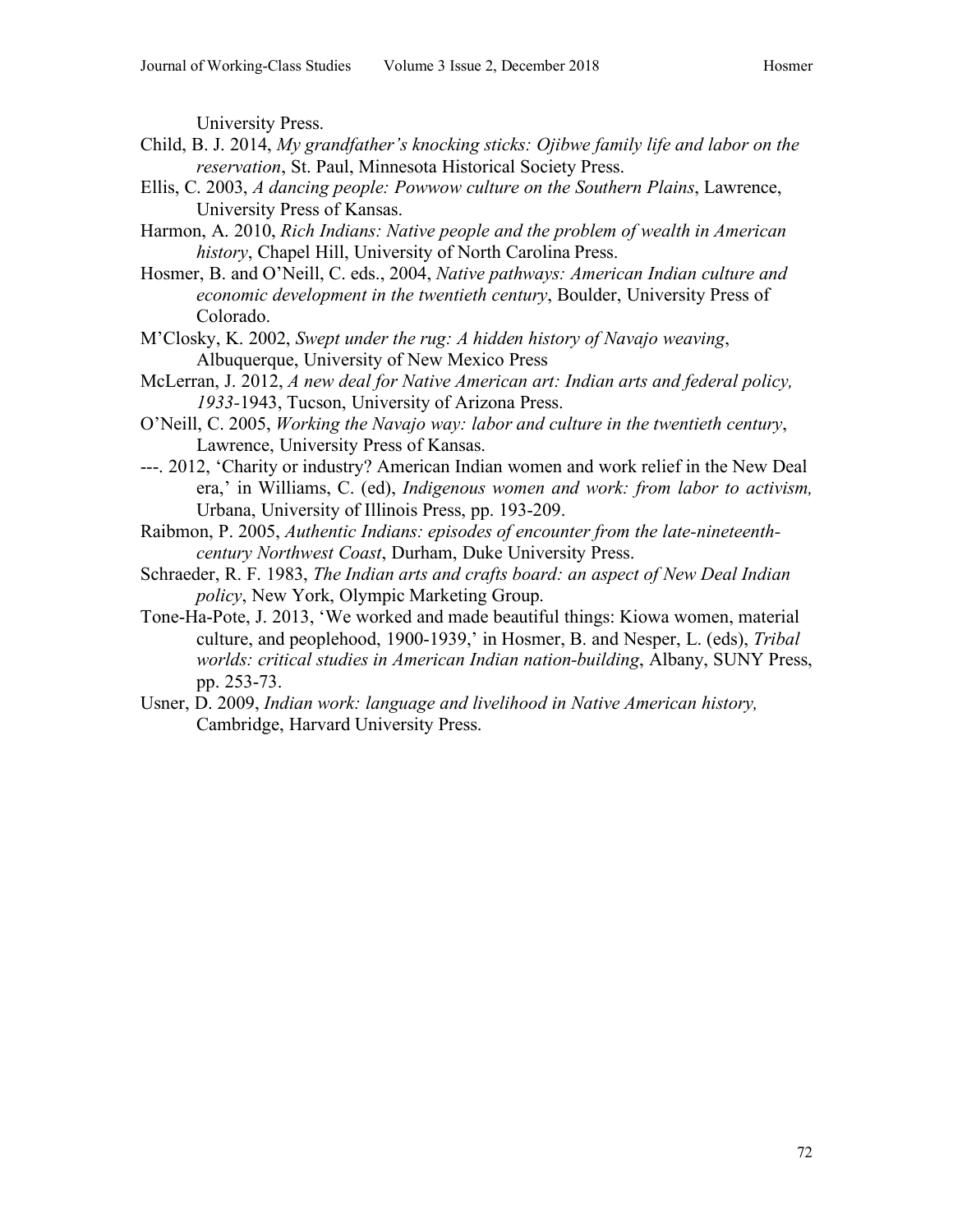University Press.

Child, B. J. 2014, *My grandfather's knocking sticks: Ojibwe family life and labor on the reservation*, St. Paul, Minnesota Historical Society Press.

Ellis, C. 2003, *A dancing people: Powwow culture on the Southern Plains*, Lawrence, University Press of Kansas.

Harmon, A. 2010, *Rich Indians: Native people and the problem of wealth in American history*, Chapel Hill, University of North Carolina Press.

Hosmer, B. and O'Neill, C. eds., 2004, *Native pathways: American Indian culture and economic development in the twentieth century*, Boulder, University Press of Colorado.

M'Closky, K. 2002, *Swept under the rug: A hidden history of Navajo weaving*, Albuquerque, University of New Mexico Press

McLerran, J. 2012, *A new deal for Native American art: Indian arts and federal policy, 1933*-1943, Tucson, University of Arizona Press.

O'Neill, C. 2005, *Working the Navajo way: labor and culture in the twentieth century*, Lawrence, University Press of Kansas.

---. 2012, 'Charity or industry? American Indian women and work relief in the New Deal era,' in Williams, C. (ed), *Indigenous women and work: from labor to activism,* Urbana, University of Illinois Press, pp. 193-209.

Raibmon, P. 2005, *Authentic Indians: episodes of encounter from the late-nineteenth-century Northwest Coast*, Durham, Duke University Press.

Schraeder, R. F. 1983, *The Indian arts and crafts board: an aspect of New Deal Indian policy*, New York, Olympic Marketing Group.

Tone-Ha-Pote, J. 2013, 'We worked and made beautiful things: Kiowa women, material culture, and peoplehood, 1900-1939,' in Hosmer, B. and Nesper, L. (eds), *Tribal worlds: critical studies in American Indian nation-building*, Albany, SUNY Press, pp. 253-73.

Usner, D. 2009, *Indian work: language and livelihood in Native American history,* Cambridge, Harvard University Press.